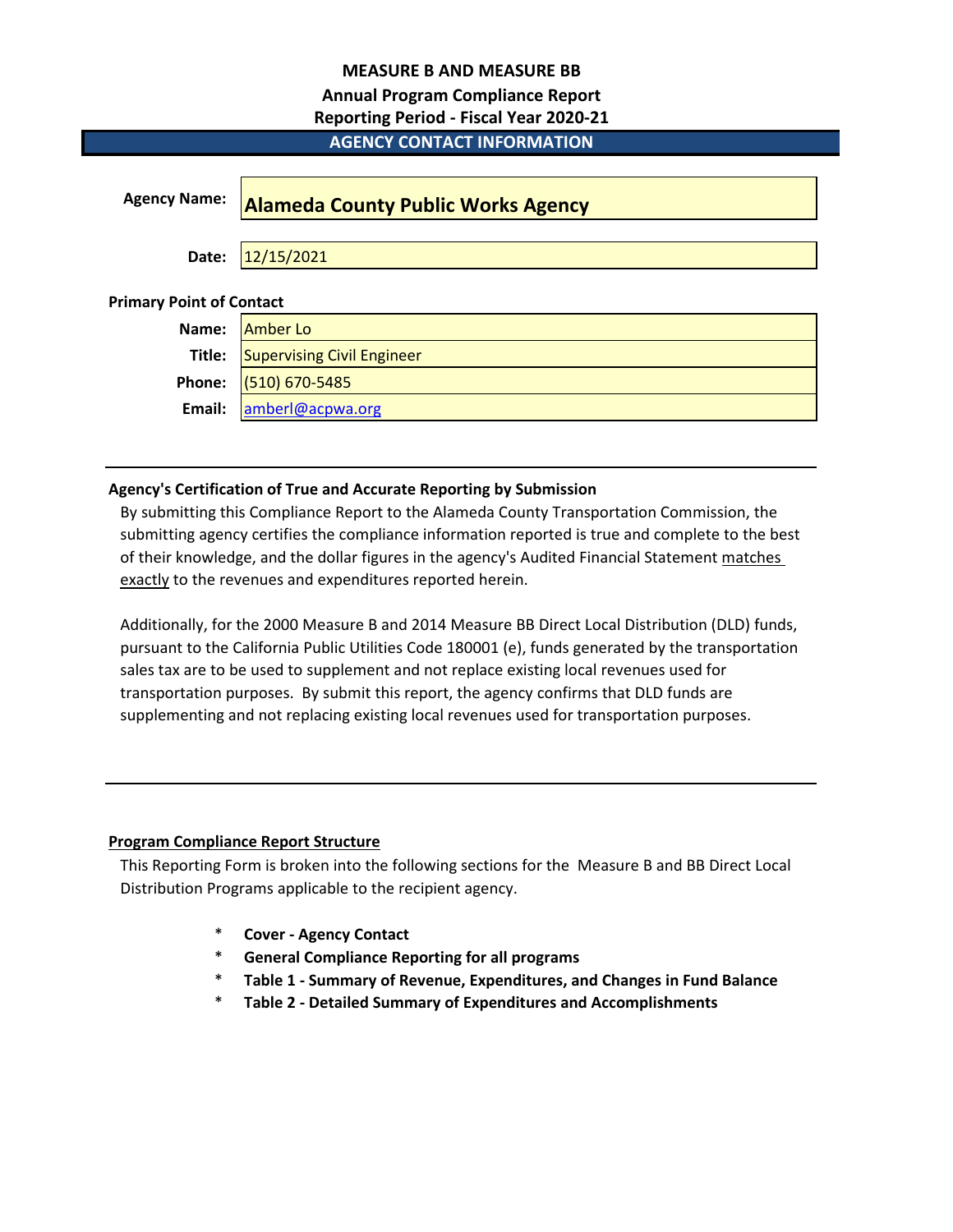# MEASURE B AND MEASURE BB

## Annual Program Compliance Report

### Reporting Period - Fiscal Year 2020-21

### AGENCY CONTACT INFORMATION

**Agency Name:** **Alameda County Public Works Agency**

**Date:** 12/15/2021

**Primary Point of Contact**

| | |
|---|---|
| **Name:** | Amber Lo |
| **Title:** | Supervising Civil Engineer |
| **Phone:** | (510) 670-5485 |
| **Email:** | amberl@acpwa.org |

---

**Agency's Certification of True and Accurate Reporting by Submission**

By submitting this Compliance Report to the Alameda County Transportation Commission, the submitting agency certifies the compliance information reported is true and complete to the best of their knowledge, and the dollar figures in the agency's Audited Financial Statement matches exactly to the revenues and expenditures reported herein.

Additionally, for the 2000 Measure B and 2014 Measure BB Direct Local Distribution (DLD) funds, pursuant to the California Public Utilities Code 180001 (e), funds generated by the transportation sales tax are to be used to supplement and not replace existing local revenues used for transportation purposes. By submit this report, the agency confirms that DLD funds are supplementing and not replacing existing local revenues used for transportation purposes.

---

**Program Compliance Report Structure**

This Reporting Form is broken into the following sections for the Measure B and BB Direct Local Distribution Programs applicable to the recipient agency.

* **Cover - Agency Contact**
* **General Compliance Reporting for all programs**
* **Table 1 - Summary of Revenue, Expenditures, and Changes in Fund Balance**
* **Table 2 - Detailed Summary of Expenditures and Accomplishments**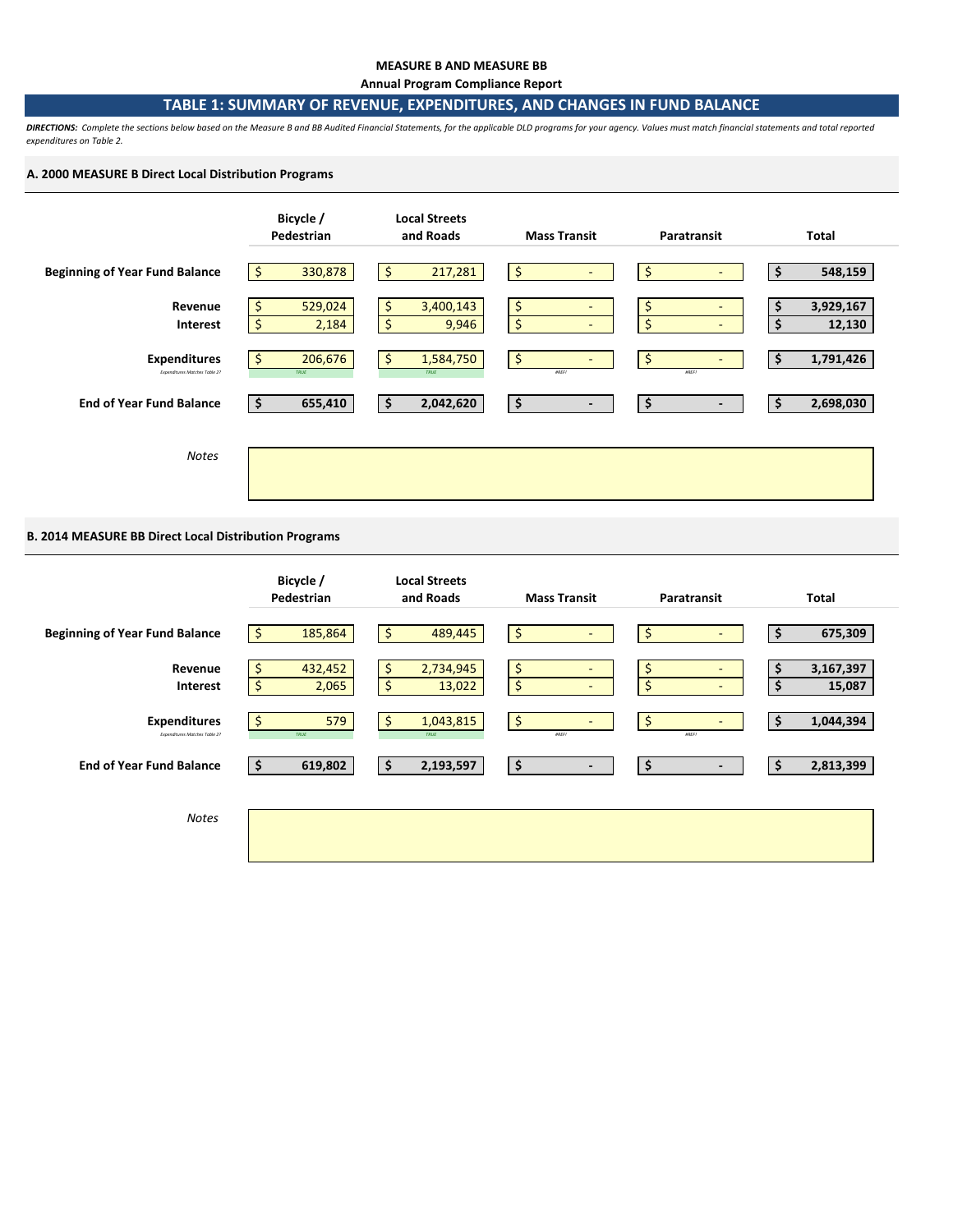**MEASURE B AND MEASURE BB**

**Annual Program Compliance Report**

## TABLE 1: SUMMARY OF REVENUE, EXPENDITURES, AND CHANGES IN FUND BALANCE

***DIRECTIONS:*** *Complete the sections below based on the Measure B and BB Audited Financial Statements, for the applicable DLD programs for your agency. Values must match financial statements and total reported expenditures on Table 2.*

### A. 2000 MEASURE B Direct Local Distribution Programs

| | Bicycle / Pedestrian | Local Streets and Roads | Mass Transit | Paratransit | Total |
|---|---|---|---|---|---|
| **Beginning of Year Fund Balance** | $ 330,878 | $ 217,281 | $ - | $ - | **$ 548,159** |
| **Revenue** | $ 529,024 | $ 3,400,143 | $ - | $ - | **$ 3,929,167** |
| **Interest** | $ 2,184 | $ 9,946 | $ - | $ - | **$ 12,130** |
| **Expenditures** | $ 206,676 | $ 1,584,750 | $ - | $ - | **$ 1,791,426** |
| *Expenditures Matches Table 2?* | TRUE | TRUE | #REF! | #REF! | |
| **End of Year Fund Balance** | **$ 655,410** | **$ 2,042,620** | **$ -** | **$ -** | **$ 2,698,030** |

*Notes*

### B. 2014 MEASURE BB Direct Local Distribution Programs

| | Bicycle / Pedestrian | Local Streets and Roads | Mass Transit | Paratransit | Total |
|---|---|---|---|---|---|
| **Beginning of Year Fund Balance** | $ 185,864 | $ 489,445 | $ - | $ - | **$ 675,309** |
| **Revenue** | $ 432,452 | $ 2,734,945 | $ - | $ - | **$ 3,167,397** |
| **Interest** | $ 2,065 | $ 13,022 | $ - | $ - | **$ 15,087** |
| **Expenditures** | $ 579 | $ 1,043,815 | $ - | $ - | **$ 1,044,394** |
| *Expenditures Matches Table 2?* | TRUE | TRUE | #REF! | #REF! | |
| **End of Year Fund Balance** | **$ 619,802** | **$ 2,193,597** | **$ -** | **$ -** | **$ 2,813,399** |

*Notes*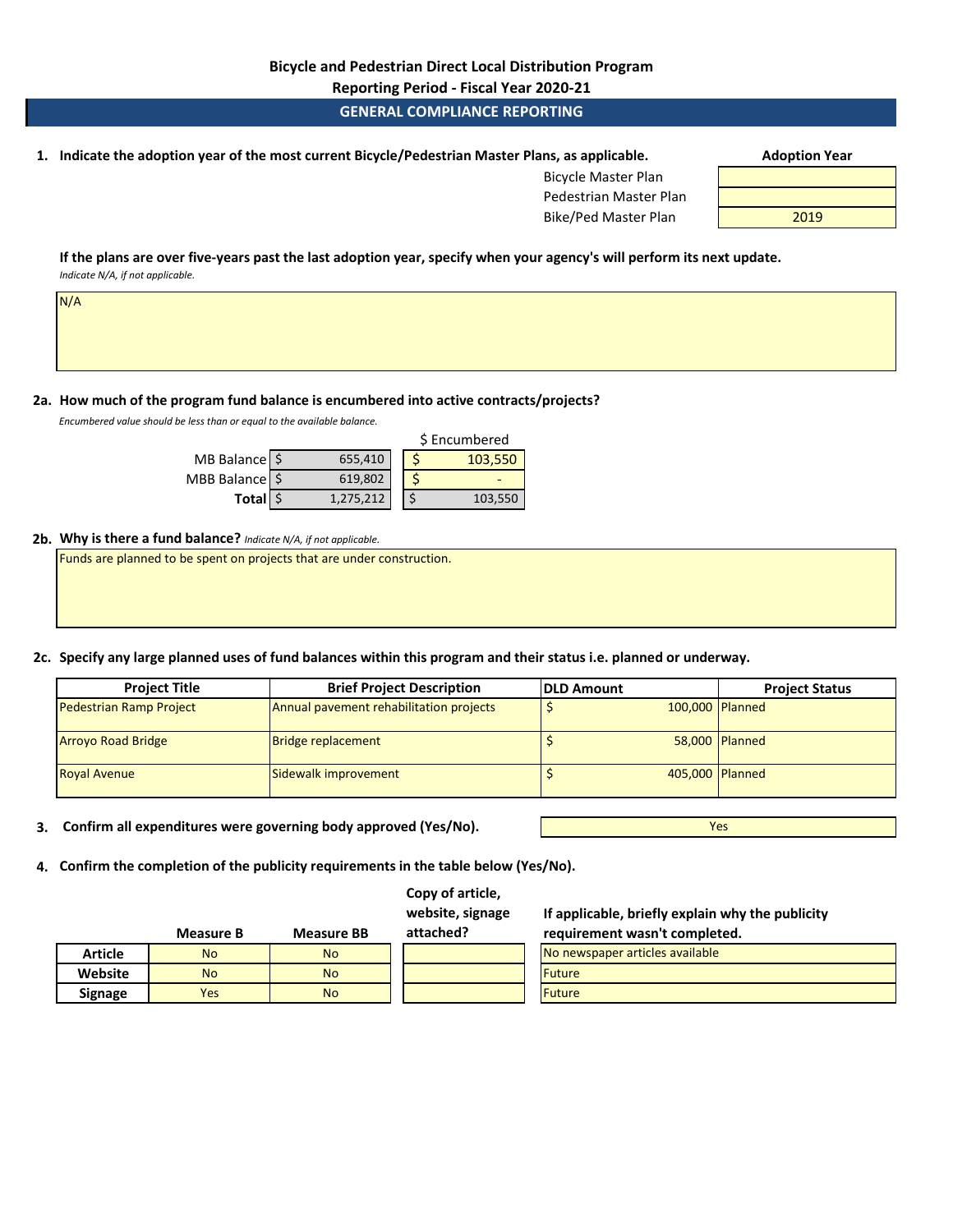# Bicycle and Pedestrian Direct Local Distribution Program

## Reporting Period - Fiscal Year 2020-21

## GENERAL COMPLIANCE REPORTING

**1. Indicate the adoption year of the most current Bicycle/Pedestrian Master Plans, as applicable.**

| | Adoption Year |
|---|---|
| Bicycle Master Plan | |
| Pedestrian Master Plan | |
| Bike/Ped Master Plan | 2019 |

**If the plans are over five-years past the last adoption year, specify when your agency's will perform its next update.**
*Indicate N/A, if not applicable.*

N/A

**2a. How much of the program fund balance is encumbered into active contracts/projects?**
*Encumbered value should be less than or equal to the available balance.*

| | Balance | $ Encumbered |
|---|---|---|
| MB Balance | $ 655,410 | $ 103,550 |
| MBB Balance | $ 619,802 | $ - |
| **Total** | $ 1,275,212 | $ 103,550 |

**2b. Why is there a fund balance?** *Indicate N/A, if not applicable.*

Funds are planned to be spent on projects that are under construction.

**2c. Specify any large planned uses of fund balances within this program and their status i.e. planned or underway.**

| Project Title | Brief Project Description | DLD Amount | Project Status |
|---|---|---|---|
| Pedestrian Ramp Project | Annual pavement rehabilitation projects | $ 100,000 | Planned |
| Arroyo Road Bridge | Bridge replacement | $ 58,000 | Planned |
| Royal Avenue | Sidewalk improvement | $ 405,000 | Planned |

**3. Confirm all expenditures were governing body approved (Yes/No).** Yes

**4. Confirm the completion of the publicity requirements in the table below (Yes/No).**

| | Measure B | Measure BB | Copy of article, website, signage attached? | If applicable, briefly explain why the publicity requirement wasn't completed. |
|---|---|---|---|---|
| **Article** | No | No | | No newspaper articles available |
| **Website** | No | No | | Future |
| **Signage** | Yes | No | | Future |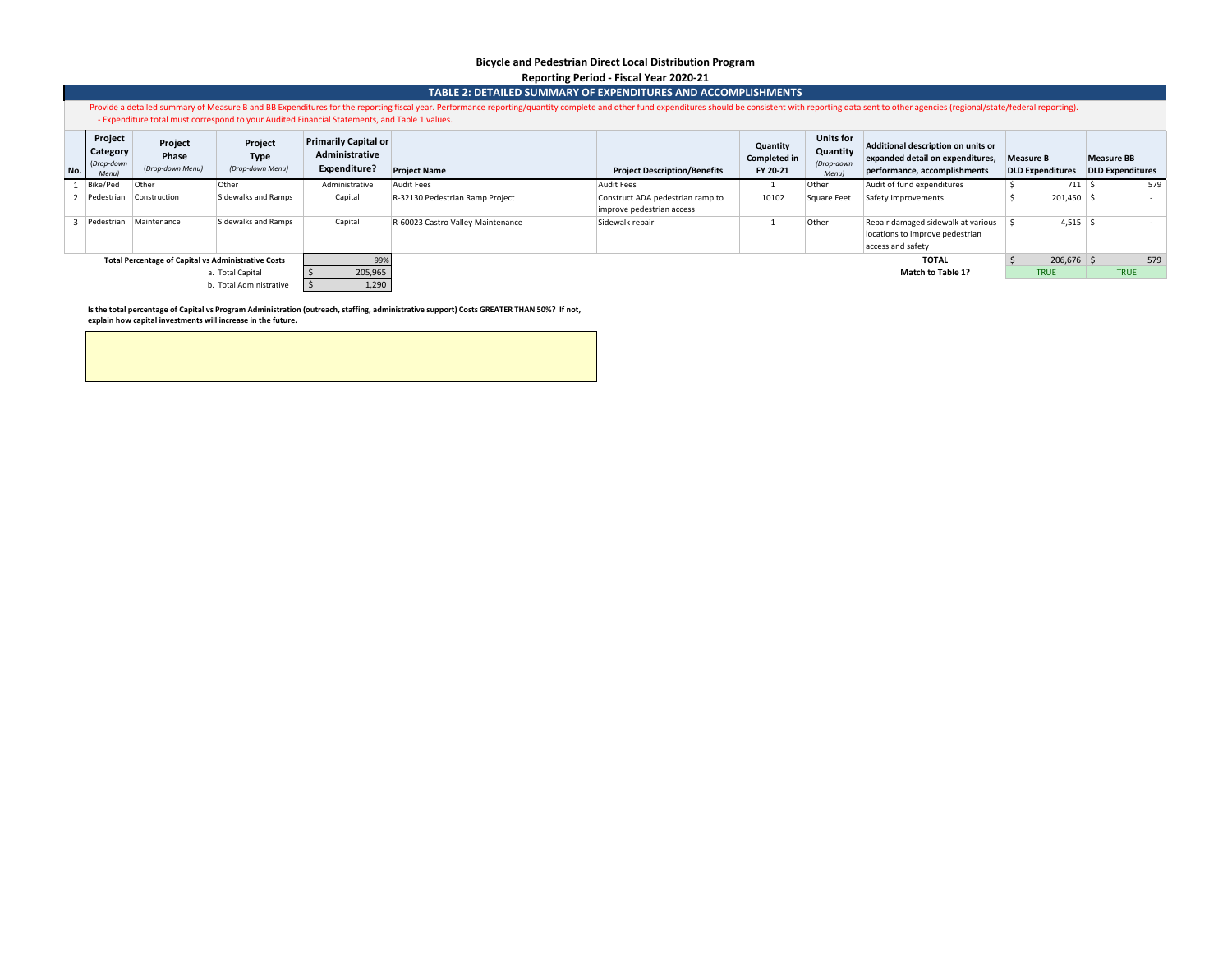**Bicycle and Pedestrian Direct Local Distribution Program**

**Reporting Period - Fiscal Year 2020-21**

## TABLE 2: DETAILED SUMMARY OF EXPENDITURES AND ACCOMPLISHMENTS

Provide a detailed summary of Measure B and BB Expenditures for the reporting fiscal year. Performance reporting/quantity complete and other fund expenditures should be consistent with reporting data sent to other agencies (regional/state/federal reporting).
- Expenditure total must correspond to your Audited Financial Statements, and Table 1 values.

| No. | Project Category *(Drop-down Menu)* | Project Phase *(Drop-down Menu)* | Project Type *(Drop-down Menu)* | Primarily Capital or Administrative Expenditure? | Project Name | Project Description/Benefits | Quantity Completed in FY 20-21 | Units for Quantity *(Drop-down Menu)* | Additional description on units or expanded detail on expenditures, performance, accomplishments | Measure B DLD Expenditures | Measure BB DLD Expenditures |
|---|---|---|---|---|---|---|---|---|---|---|---|
| 1 | Bike/Ped | Other | Other | Administrative | Audit Fees | Audit Fees | 1 | Other | Audit of fund expenditures | $ 711 | $ 579 |
| 2 | Pedestrian | Construction | Sidewalks and Ramps | Capital | R-32130 Pedestrian Ramp Project | Construct ADA pedestrian ramp to improve pedestrian access | 10102 | Square Feet | Safety Improvements | $ 201,450 | $ - |
| 3 | Pedestrian | Maintenance | Sidewalks and Ramps | Capital | R-60023 Castro Valley Maintenance | Sidewalk repair | 1 | Other | Repair damaged sidewalk at various locations to improve pedestrian access and safety | $ 4,515 | $ - |
| | | | | | | | | | **TOTAL** | $ 206,676 | $ 579 |
| | | | | | | | | | **Match to Table 1?** | TRUE | TRUE |

| **Total Percentage of Capital vs Administrative Costs** | 99% |
|---|---|
| a. Total Capital | $ 205,965 |
| b. Total Administrative | $ 1,290 |

**Is the total percentage of Capital vs Program Administration (outreach, staffing, administrative support) Costs GREATER THAN 50%? If not, explain how capital investments will increase in the future.**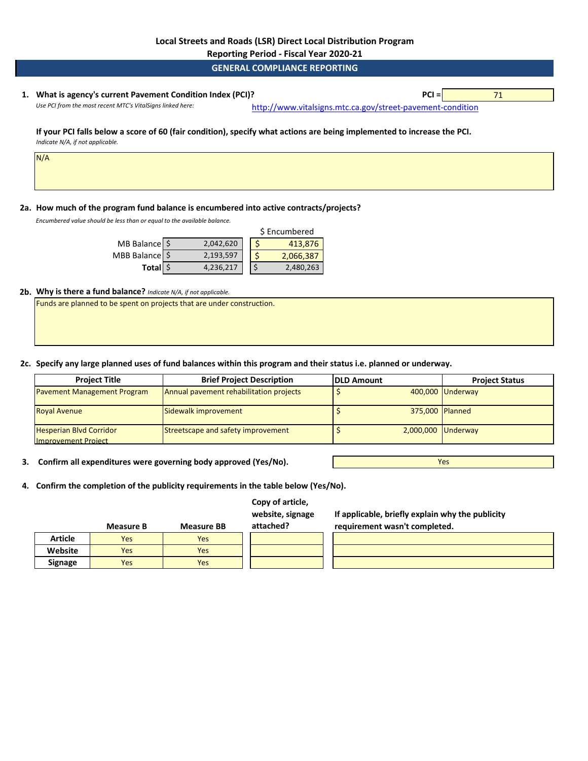# Local Streets and Roads (LSR) Direct Local Distribution Program

## Reporting Period - Fiscal Year 2020-21

## GENERAL COMPLIANCE REPORTING

**1. What is agency's current Pavement Condition Index (PCI)?** **PCI =** 71

*Use PCI from the most recent MTC's VitalSigns linked here:* http://www.vitalsigns.mtc.ca.gov/street-pavement-condition

**If your PCI falls below a score of 60 (fair condition), specify what actions are being implemented to increase the PCI.**
*Indicate N/A, if not applicable.*

N/A

**2a. How much of the program fund balance is encumbered into active contracts/projects?**
*Encumbered value should be less than or equal to the available balance.*

| | Balance | $ Encumbered |
|---|---|---|
| MB Balance | $ 2,042,620 | $ 413,876 |
| MBB Balance | $ 2,193,597 | $ 2,066,387 |
| **Total** | $ 4,236,217 | $ 2,480,263 |

**2b. Why is there a fund balance?** *Indicate N/A, if not applicable.*

Funds are planned to be spent on projects that are under construction.

**2c. Specify any large planned uses of fund balances within this program and their status i.e. planned or underway.**

| Project Title | Brief Project Description | DLD Amount | Project Status |
|---|---|---|---|
| Pavement Management Program | Annual pavement rehabilitation projects | $ 400,000 | Underway |
| Royal Avenue | Sidewalk improvement | $ 375,000 | Planned |
| Hesperian Blvd Corridor Improvement Project | Streetscape and safety improvement | $ 2,000,000 | Underway |

**3. Confirm all expenditures were governing body approved (Yes/No).** Yes

**4. Confirm the completion of the publicity requirements in the table below (Yes/No).**

| | Measure B | Measure BB | Copy of article, website, signage attached? | If applicable, briefly explain why the publicity requirement wasn't completed. |
|---|---|---|---|---|
| **Article** | Yes | Yes | | |
| **Website** | Yes | Yes | | |
| **Signage** | Yes | Yes | | |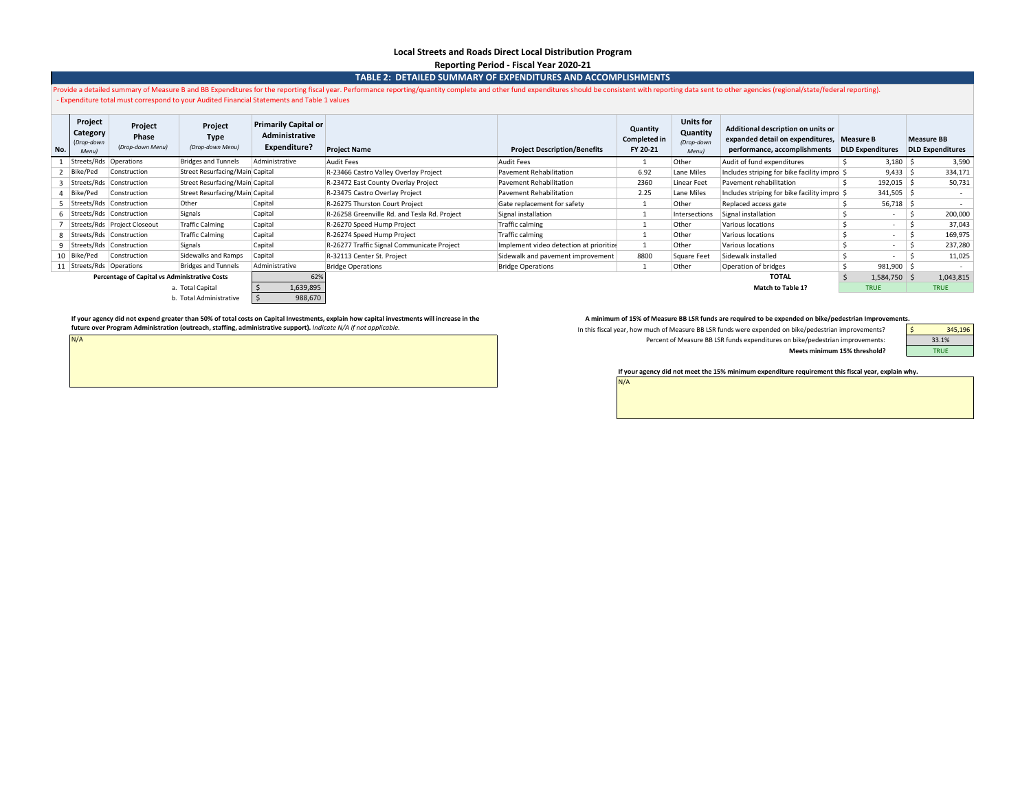# Local Streets and Roads Direct Local Distribution Program

## Reporting Period - Fiscal Year 2020-21

### TABLE 2: DETAILED SUMMARY OF EXPENDITURES AND ACCOMPLISHMENTS

Provide a detailed summary of Measure B and BB Expenditures for the reporting fiscal year. Performance reporting/quantity complete and other fund expenditures should be consistent with reporting data sent to other agencies (regional/state/federal reporting).
- Expenditure total must correspond to your Audited Financial Statements and Table 1 values

| No. | Project Category *(Drop-down Menu)* | Project Phase *(Drop-down Menu)* | Project Type *(Drop-down Menu)* | Primarily Capital or Administrative Expenditure? | Project Name | Project Description/Benefits | Quantity Completed in FY 20-21 | Units for Quantity *(Drop-down Menu)* | Additional description on units or expanded detail on expenditures, performance, accomplishments | Measure B DLD Expenditures | Measure BB DLD Expenditures |
|---|---|---|---|---|---|---|---|---|---|---|---|
| 1 | Streets/Rds | Operations | Bridges and Tunnels | Administrative | Audit Fees | Audit Fees | 1 | Other | Audit of fund expenditures | $ 3,180 | $ 3,590 |
| 2 | Bike/Ped | Construction | Street Resurfacing/Main | Capital | R-23466 Castro Valley Overlay Project | Pavement Rehabilitation | 6.92 | Lane Miles | Includes striping for bike facility impro | $ 9,433 | $ 334,171 |
| 3 | Streets/Rds | Construction | Street Resurfacing/Main | Capital | R-23472 East County Overlay Project | Pavement Rehabilitation | 2360 | Linear Feet | Pavement rehabilitation | $ 192,015 | $ 50,731 |
| 4 | Bike/Ped | Construction | Street Resurfacing/Main | Capital | R-23475 Castro Overlay Project | Pavement Rehabilitation | 2.25 | Lane Miles | Includes striping for bike facility impro | $ 341,505 | $ - |
| 5 | Streets/Rds | Construction | Other | Capital | R-26275 Thurston Court Project | Gate replacement for safety | 1 | Other | Replaced access gate | $ 56,718 | $ - |
| 6 | Streets/Rds | Construction | Signals | Capital | R-26258 Greenville Rd. and Tesla Rd. Project | Signal installation | 1 | Intersections | Signal installation | $ - | $ 200,000 |
| 7 | Streets/Rds | Project Closeout | Traffic Calming | Capital | R-26270 Speed Hump Project | Traffic calming | 1 | Other | Various locations | $ - | $ 37,043 |
| 8 | Streets/Rds | Construction | Traffic Calming | Capital | R-26274 Speed Hump Project | Traffic calming | 1 | Other | Various locations | $ - | $ 169,975 |
| 9 | Streets/Rds | Construction | Signals | Capital | R-26277 Traffic Signal Communicate Project | Implement video detection at prioritize | 1 | Other | Various locations | $ - | $ 237,280 |
| 10 | Bike/Ped | Construction | Sidewalks and Ramps | Capital | R-32113 Center St. Project | Sidewalk and pavement improvement | 8800 | Square Feet | Sidewalk installed | $ - | $ 11,025 |
| 11 | Streets/Rds | Operations | Bridges and Tunnels | Administrative | Bridge Operations | Bridge Operations | 1 | Other | Operation of bridges | $ 981,900 | $ - |
| | | | | | | | | | **TOTAL** | $ 1,584,750 | $ 1,043,815 |
| | | | | | | | | | **Match to Table 1?** | TRUE | TRUE |

| | |
|---|---|
| **Percentage of Capital vs Administrative Costs** | 62% |
| a. Total Capital | $ 1,639,895 |
| b. Total Administrative | $ 988,670 |

**If your agency did not expend greater than 50% of total costs on Capital Investments, explain how capital investments will increase in the future over Program Administration (outreach, staffing, administrative support).** *Indicate N/A if not applicable.*

N/A

**A minimum of 15% of Measure BB LSR funds are required to be expended on bike/pedestrian Improvements.**

| | |
|---|---|
| In this fiscal year, how much of Measure BB LSR funds were expended on bike/pedestrian improvements? | $ 345,196 |
| Percent of Measure BB LSR funds expenditures on bike/pedestrian improvements: | 33.1% |
| **Meets minimum 15% threshold?** | TRUE |

**If your agency did not meet the 15% minimum expenditure requirement this fiscal year, explain why.**

N/A